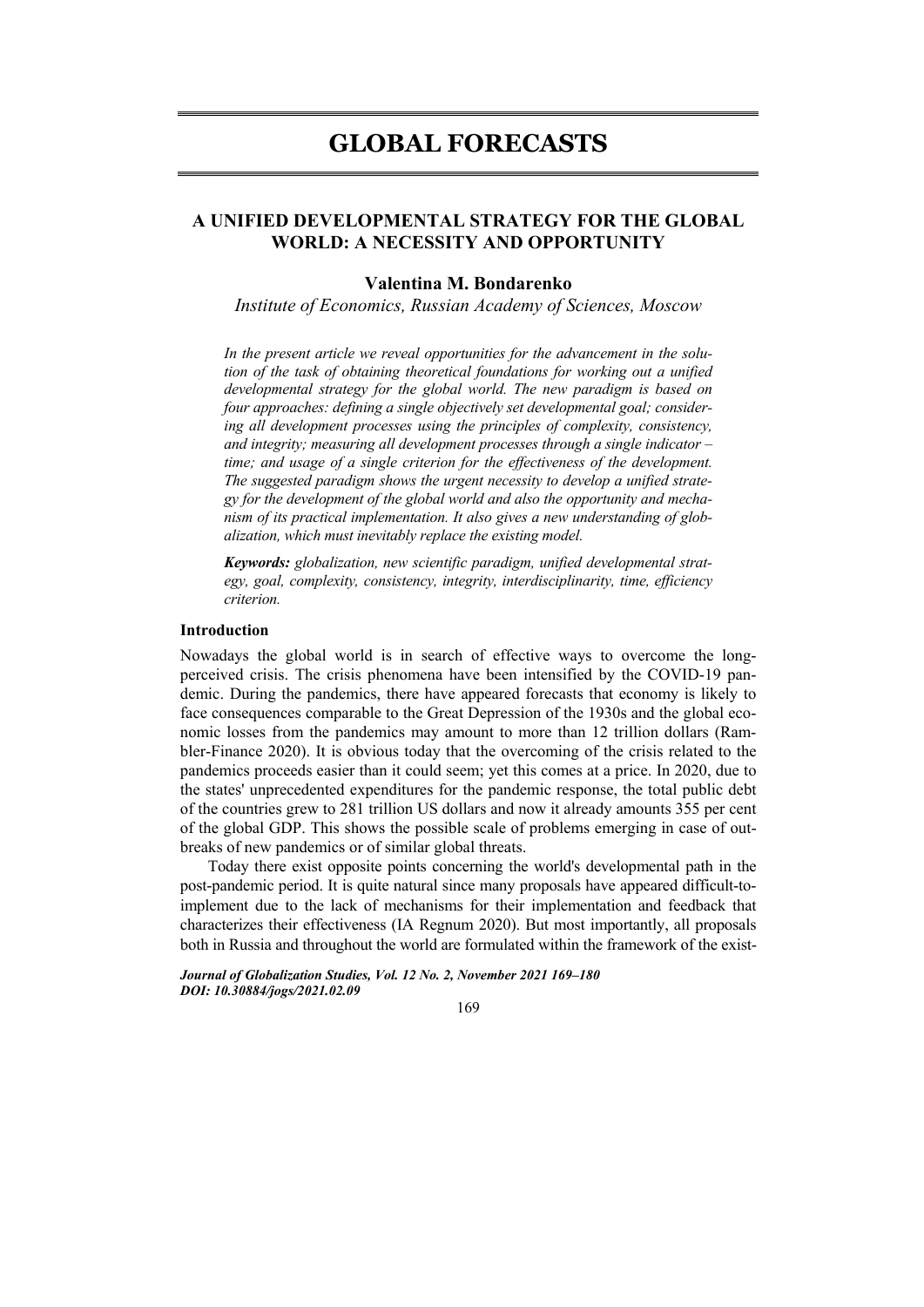# GLOBAL FORECASTS

## A UNIFIED DEVELOPMENTAL STRATEGY FOR THE GLOBAL WORLD: A NECESSITY AND OPPORTUNITY

**Valentina M. Bondarenko**

*Institute of Economics, Russian Academy of Sciences, Moscow*

*In the present article we reveal opportunities for the advancement in the solution of the task of obtaining theoretical foundations for working out a unified developmental strategy for the global world. The new paradigm is based on four approaches: defining a single objectively set developmental goal; considering all development processes using the principles of complexity, consistency, and integrity; measuring all development processes through a single indicator – time; and usage of a single criterion for the effectiveness of the development. The suggested paradigm shows the urgent necessity to develop a unified strategy for the development of the global world and also the opportunity and mechanism of its practical implementation. It also gives a new understanding of globalization, which must inevitably replace the existing model.*

***Keywords:*** *globalization, new scientific paradigm, unified developmental strategy, goal, complexity, consistency, integrity, interdisciplinarity, time, efficiency criterion.*

### Introduction

Nowadays the global world is in search of effective ways to overcome the long-perceived crisis. The crisis phenomena have been intensified by the COVID-19 pandemic. During the pandemics, there have appeared forecasts that economy is likely to face consequences comparable to the Great Depression of the 1930s and the global economic losses from the pandemics may amount to more than 12 trillion dollars (Rambler-Finance 2020). It is obvious today that the overcoming of the crisis related to the pandemics proceeds easier than it could seem; yet this comes at a price. In 2020, due to the states' unprecedented expenditures for the pandemic response, the total public debt of the countries grew to 281 trillion US dollars and now it already amounts 355 per cent of the global GDP. This shows the possible scale of problems emerging in case of outbreaks of new pandemics or of similar global threats.

Today there exist opposite points concerning the world's developmental path in the post-pandemic period. It is quite natural since many proposals have appeared difficult-to-implement due to the lack of mechanisms for their implementation and feedback that characterizes their effectiveness (IA Regnum 2020). But most importantly, all proposals both in Russia and throughout the world are formulated within the framework of the exist-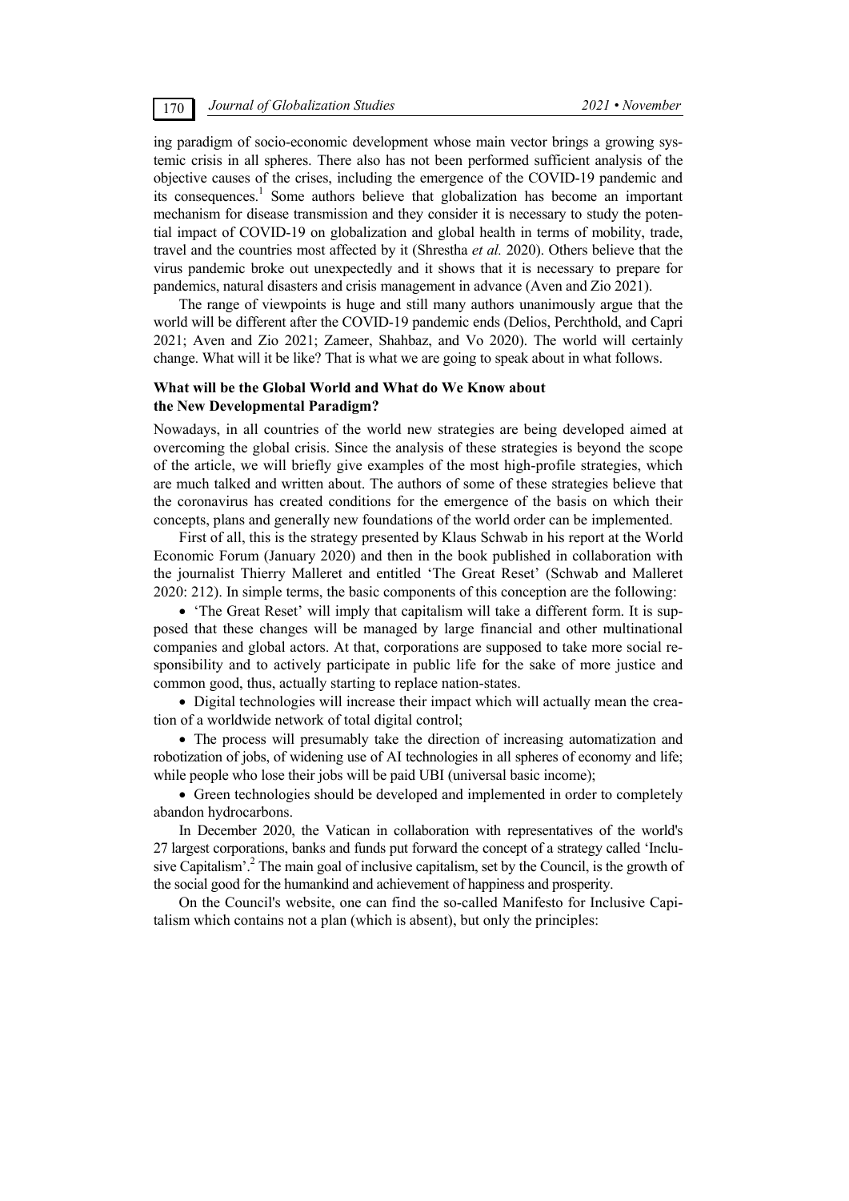ing paradigm of socio-economic development whose main vector brings a growing systemic crisis in all spheres. There also has not been performed sufficient analysis of the objective causes of the crises, including the emergence of the COVID-19 pandemic and its consequences.[1] Some authors believe that globalization has become an important mechanism for disease transmission and they consider it is necessary to study the potential impact of COVID-19 on globalization and global health in terms of mobility, trade, travel and the countries most affected by it (Shrestha *et al.* 2020). Others believe that the virus pandemic broke out unexpectedly and it shows that it is necessary to prepare for pandemics, natural disasters and crisis management in advance (Aven and Zio 2021).

The range of viewpoints is huge and still many authors unanimously argue that the world will be different after the COVID-19 pandemic ends (Delios, Perchthold, and Capri 2021; Aven and Zio 2021; Zameer, Shahbaz, and Vo 2020). The world will certainly change. What will it be like? That is what we are going to speak about in what follows.

### What will be the Global World and What do We Know about the New Developmental Paradigm?

Nowadays, in all countries of the world new strategies are being developed aimed at overcoming the global crisis. Since the analysis of these strategies is beyond the scope of the article, we will briefly give examples of the most high-profile strategies, which are much talked and written about. The authors of some of these strategies believe that the coronavirus has created conditions for the emergence of the basis on which their concepts, plans and generally new foundations of the world order can be implemented.

First of all, this is the strategy presented by Klaus Schwab in his report at the World Economic Forum (January 2020) and then in the book published in collaboration with the journalist Thierry Malleret and entitled 'The Great Reset' (Schwab and Malleret 2020: 212). In simple terms, the basic components of this conception are the following:

- 'The Great Reset' will imply that capitalism will take a different form. It is supposed that these changes will be managed by large financial and other multinational companies and global actors. At that, corporations are supposed to take more social responsibility and to actively participate in public life for the sake of more justice and common good, thus, actually starting to replace nation-states.
- Digital technologies will increase their impact which will actually mean the creation of a worldwide network of total digital control;
- The process will presumably take the direction of increasing automatization and robotization of jobs, of widening use of AI technologies in all spheres of economy and life; while people who lose their jobs will be paid UBI (universal basic income);
- Green technologies should be developed and implemented in order to completely abandon hydrocarbons.

In December 2020, the Vatican in collaboration with representatives of the world's 27 largest corporations, banks and funds put forward the concept of a strategy called 'Inclusive Capitalism'.[2] The main goal of inclusive capitalism, set by the Council, is the growth of the social good for the humankind and achievement of happiness and prosperity.

On the Council's website, one can find the so-called Manifesto for Inclusive Capitalism which contains not a plan (which is absent), but only the principles: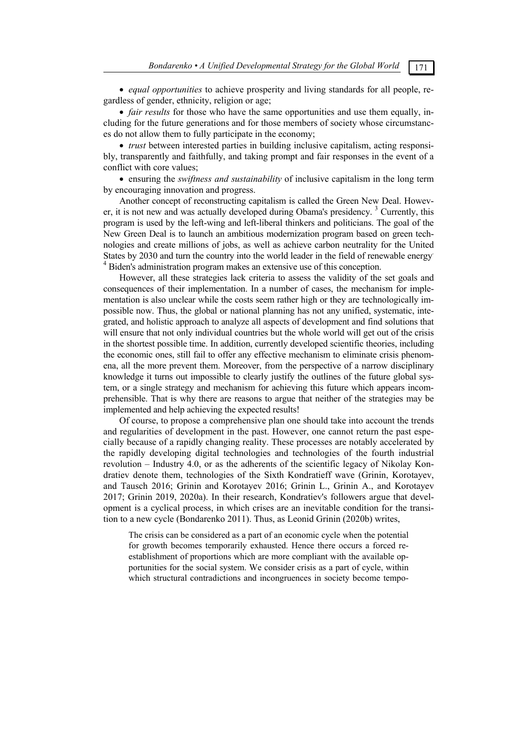- *equal opportunities* to achieve prosperity and living standards for all people, regardless of gender, ethnicity, religion or age;
- *fair results* for those who have the same opportunities and use them equally, including for the future generations and for those members of society whose circumstances do not allow them to fully participate in the economy;
- *trust* between interested parties in building inclusive capitalism, acting responsibly, transparently and faithfully, and taking prompt and fair responses in the event of a conflict with core values;
- ensuring the *swiftness and sustainability* of inclusive capitalism in the long term by encouraging innovation and progress.

Another concept of reconstructing capitalism is called the Green New Deal. However, it is not new and was actually developed during Obama's presidency. [3] Currently, this program is used by the left-wing and left-liberal thinkers and politicians. The goal of the New Green Deal is to launch an ambitious modernization program based on green technologies and create millions of jobs, as well as achieve carbon neutrality for the United States by 2030 and turn the country into the world leader in the field of renewable energy. [4] Biden's administration program makes an extensive use of this conception.

However, all these strategies lack criteria to assess the validity of the set goals and consequences of their implementation. In a number of cases, the mechanism for implementation is also unclear while the costs seem rather high or they are technologically impossible now. Thus, the global or national planning has not any unified, systematic, integrated, and holistic approach to analyze all aspects of development and find solutions that will ensure that not only individual countries but the whole world will get out of the crisis in the shortest possible time. In addition, currently developed scientific theories, including the economic ones, still fail to offer any effective mechanism to eliminate crisis phenomena, all the more prevent them. Moreover, from the perspective of a narrow disciplinary knowledge it turns out impossible to clearly justify the outlines of the future global system, or a single strategy and mechanism for achieving this future which appears incomprehensible. That is why there are reasons to argue that neither of the strategies may be implemented and help achieving the expected results!

Of course, to propose a comprehensive plan one should take into account the trends and regularities of development in the past. However, one cannot return the past especially because of a rapidly changing reality. These processes are notably accelerated by the rapidly developing digital technologies and technologies of the fourth industrial revolution – Industry 4.0, or as the adherents of the scientific legacy of Nikolay Kondratiev denote them, technologies of the Sixth Kondratieff wave (Grinin, Korotayev, and Tausch 2016; Grinin and Korotayev 2016; Grinin L., Grinin A., and Korotayev 2017; Grinin 2019, 2020a). In their research, Kondratiev's followers argue that development is a cyclical process, in which crises are an inevitable condition for the transition to a new cycle (Bondarenko 2011). Thus, as Leonid Grinin (2020b) writes,

> The crisis can be considered as a part of an economic cycle when the potential for growth becomes temporarily exhausted. Hence there occurs a forced re-establishment of proportions which are more compliant with the available opportunities for the social system. We consider crisis as a part of cycle, within which structural contradictions and incongruences in society become tempo-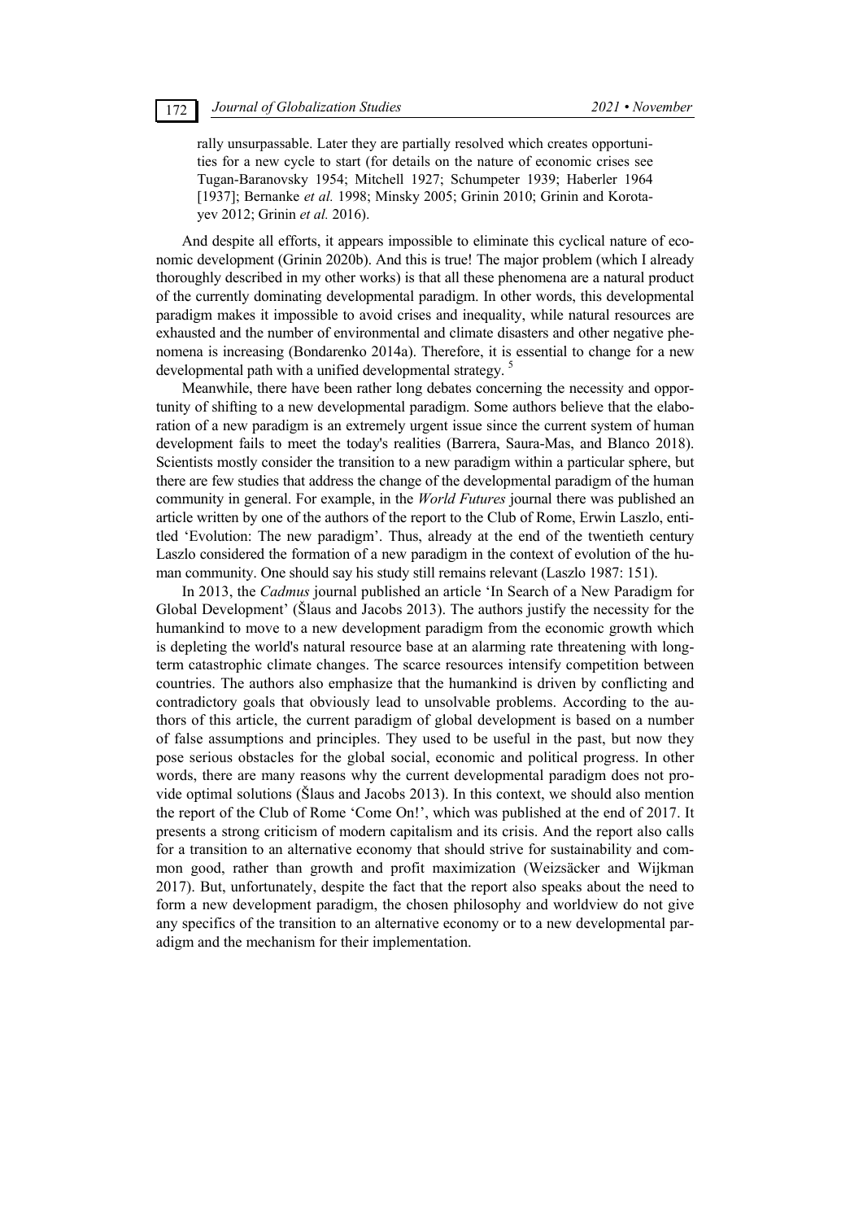rally unsurpassable. Later they are partially resolved which creates opportunities for a new cycle to start (for details on the nature of economic crises see Tugan-Baranovsky 1954; Mitchell 1927; Schumpeter 1939; Haberler 1964 [1937]; Bernanke *et al.* 1998; Minsky 2005; Grinin 2010; Grinin and Korotayev 2012; Grinin *et al.* 2016).

And despite all efforts, it appears impossible to eliminate this cyclical nature of economic development (Grinin 2020b). And this is true! The major problem (which I already thoroughly described in my other works) is that all these phenomena are a natural product of the currently dominating developmental paradigm. In other words, this developmental paradigm makes it impossible to avoid crises and inequality, while natural resources are exhausted and the number of environmental and climate disasters and other negative phenomena is increasing (Bondarenko 2014a). Therefore, it is essential to change for a new developmental path with a unified developmental strategy. [5]

Meanwhile, there have been rather long debates concerning the necessity and opportunity of shifting to a new developmental paradigm. Some authors believe that the elaboration of a new paradigm is an extremely urgent issue since the current system of human development fails to meet the today's realities (Barrera, Saura-Mas, and Blanco 2018). Scientists mostly consider the transition to a new paradigm within a particular sphere, but there are few studies that address the change of the developmental paradigm of the human community in general. For example, in the *World Futures* journal there was published an article written by one of the authors of the report to the Club of Rome, Erwin Laszlo, entitled 'Evolution: The new paradigm'. Thus, already at the end of the twentieth century Laszlo considered the formation of a new paradigm in the context of evolution of the human community. One should say his study still remains relevant (Laszlo 1987: 151).

In 2013, the *Cadmus* journal published an article 'In Search of a New Paradigm for Global Development' (Šlaus and Jacobs 2013). The authors justify the necessity for the humankind to move to a new development paradigm from the economic growth which is depleting the world's natural resource base at an alarming rate threatening with long-term catastrophic climate changes. The scarce resources intensify competition between countries. The authors also emphasize that the humankind is driven by conflicting and contradictory goals that obviously lead to unsolvable problems. According to the authors of this article, the current paradigm of global development is based on a number of false assumptions and principles. They used to be useful in the past, but now they pose serious obstacles for the global social, economic and political progress. In other words, there are many reasons why the current developmental paradigm does not provide optimal solutions (Šlaus and Jacobs 2013). In this context, we should also mention the report of the Club of Rome 'Come On!', which was published at the end of 2017. It presents a strong criticism of modern capitalism and its crisis. And the report also calls for a transition to an alternative economy that should strive for sustainability and common good, rather than growth and profit maximization (Weizsäcker and Wijkman 2017). But, unfortunately, despite the fact that the report also speaks about the need to form a new development paradigm, the chosen philosophy and worldview do not give any specifics of the transition to an alternative economy or to a new developmental paradigm and the mechanism for their implementation.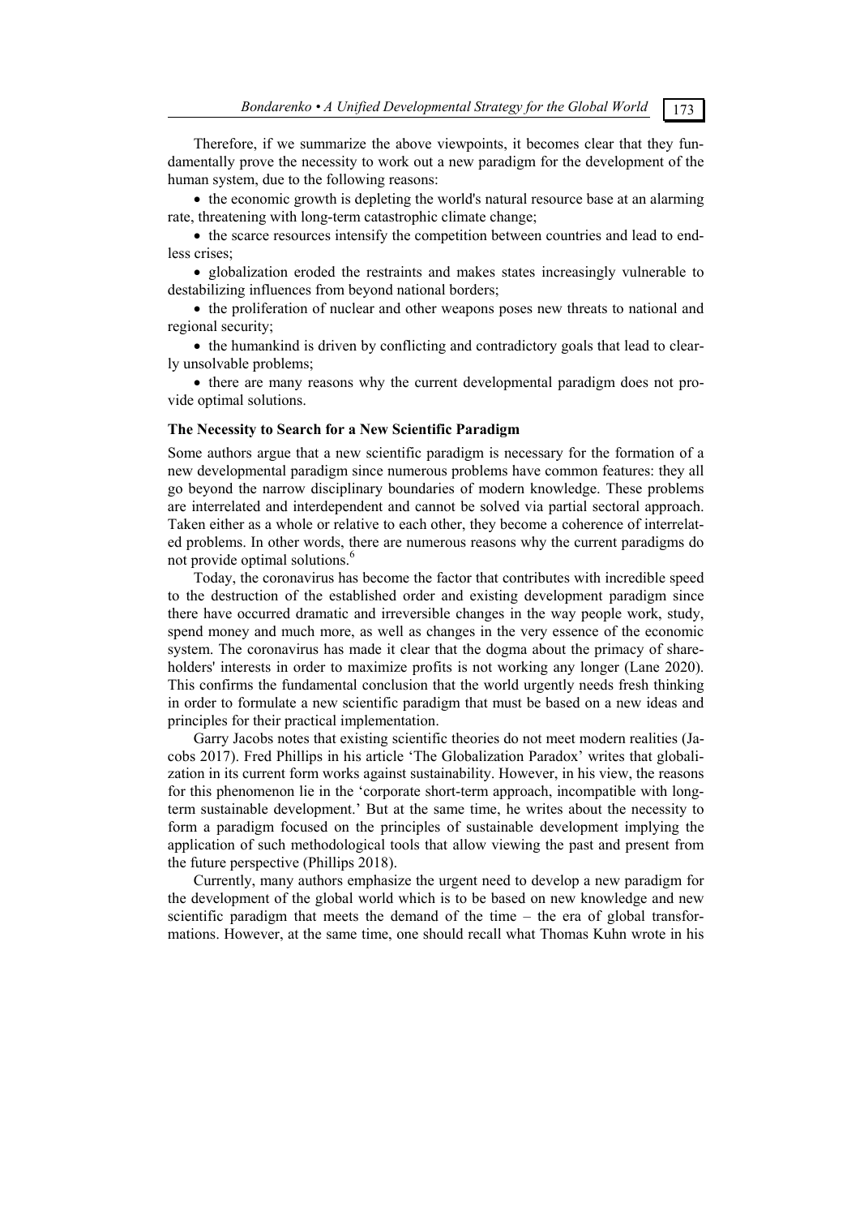Therefore, if we summarize the above viewpoints, it becomes clear that they fundamentally prove the necessity to work out a new paradigm for the development of the human system, due to the following reasons:

- the economic growth is depleting the world's natural resource base at an alarming rate, threatening with long-term catastrophic climate change;
- the scarce resources intensify the competition between countries and lead to endless crises;
- globalization eroded the restraints and makes states increasingly vulnerable to destabilizing influences from beyond national borders;
- the proliferation of nuclear and other weapons poses new threats to national and regional security;
- the humankind is driven by conflicting and contradictory goals that lead to clearly unsolvable problems;
- there are many reasons why the current developmental paradigm does not provide optimal solutions.

### The Necessity to Search for a New Scientific Paradigm

Some authors argue that a new scientific paradigm is necessary for the formation of a new developmental paradigm since numerous problems have common features: they all go beyond the narrow disciplinary boundaries of modern knowledge. These problems are interrelated and interdependent and cannot be solved via partial sectoral approach. Taken either as a whole or relative to each other, they become a coherence of interrelated problems. In other words, there are numerous reasons why the current paradigms do not provide optimal solutions.[6]

Today, the coronavirus has become the factor that contributes with incredible speed to the destruction of the established order and existing development paradigm since there have occurred dramatic and irreversible changes in the way people work, study, spend money and much more, as well as changes in the very essence of the economic system. The coronavirus has made it clear that the dogma about the primacy of shareholders' interests in order to maximize profits is not working any longer (Lane 2020). This confirms the fundamental conclusion that the world urgently needs fresh thinking in order to formulate a new scientific paradigm that must be based on a new ideas and principles for their practical implementation.

Garry Jacobs notes that existing scientific theories do not meet modern realities (Jacobs 2017). Fred Phillips in his article 'The Globalization Paradox' writes that globalization in its current form works against sustainability. However, in his view, the reasons for this phenomenon lie in the 'corporate short-term approach, incompatible with long-term sustainable development.' But at the same time, he writes about the necessity to form a paradigm focused on the principles of sustainable development implying the application of such methodological tools that allow viewing the past and present from the future perspective (Phillips 2018).

Currently, many authors emphasize the urgent need to develop a new paradigm for the development of the global world which is to be based on new knowledge and new scientific paradigm that meets the demand of the time – the era of global transformations. However, at the same time, one should recall what Thomas Kuhn wrote in his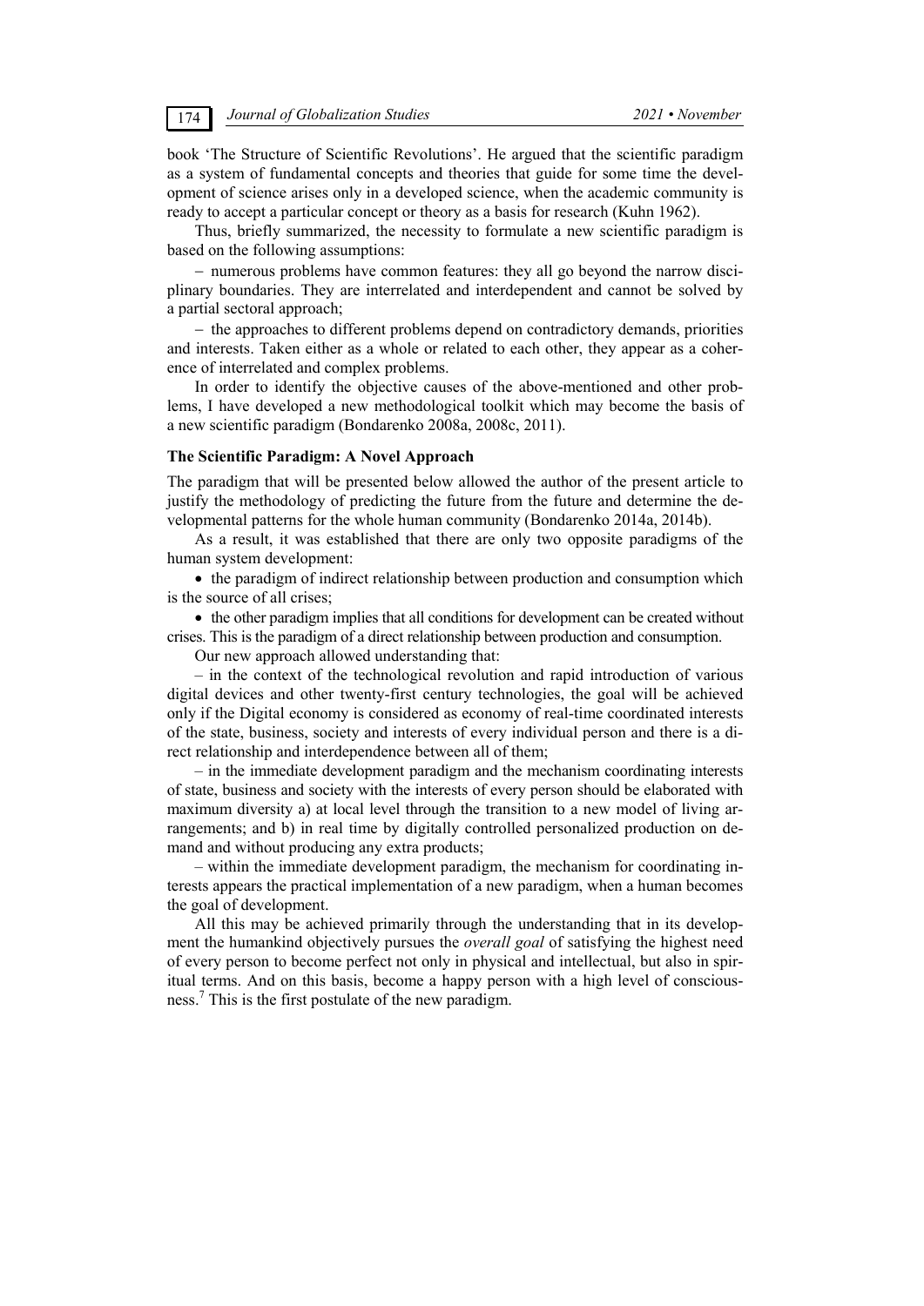book 'The Structure of Scientific Revolutions'. He argued that the scientific paradigm as a system of fundamental concepts and theories that guide for some time the development of science arises only in a developed science, when the academic community is ready to accept a particular concept or theory as a basis for research (Kuhn 1962).

Thus, briefly summarized, the necessity to formulate a new scientific paradigm is based on the following assumptions:

− numerous problems have common features: they all go beyond the narrow disciplinary boundaries. They are interrelated and interdependent and cannot be solved by a partial sectoral approach;

− the approaches to different problems depend on contradictory demands, priorities and interests. Taken either as a whole or related to each other, they appear as a coherence of interrelated and complex problems.

In order to identify the objective causes of the above-mentioned and other problems, I have developed a new methodological toolkit which may become the basis of a new scientific paradigm (Bondarenko 2008a, 2008c, 2011).

**The Scientific Paradigm: A Novel Approach**

The paradigm that will be presented below allowed the author of the present article to justify the methodology of predicting the future from the future and determine the developmental patterns for the whole human community (Bondarenko 2014a, 2014b).

As a result, it was established that there are only two opposite paradigms of the human system development:

- the paradigm of indirect relationship between production and consumption which is the source of all crises;
- the other paradigm implies that all conditions for development can be created without crises. This is the paradigm of a direct relationship between production and consumption.

Our new approach allowed understanding that:

– in the context of the technological revolution and rapid introduction of various digital devices and other twenty-first century technologies, the goal will be achieved only if the Digital economy is considered as economy of real-time coordinated interests of the state, business, society and interests of every individual person and there is a direct relationship and interdependence between all of them;

– in the immediate development paradigm and the mechanism coordinating interests of state, business and society with the interests of every person should be elaborated with maximum diversity a) at local level through the transition to a new model of living arrangements; and b) in real time by digitally controlled personalized production on demand and without producing any extra products;

– within the immediate development paradigm, the mechanism for coordinating interests appears the practical implementation of a new paradigm, when a human becomes the goal of development.

All this may be achieved primarily through the understanding that in its development the humankind objectively pursues the *overall goal* of satisfying the highest need of every person to become perfect not only in physical and intellectual, but also in spiritual terms. And on this basis, become a happy person with a high level of consciousness.[7] This is the first postulate of the new paradigm.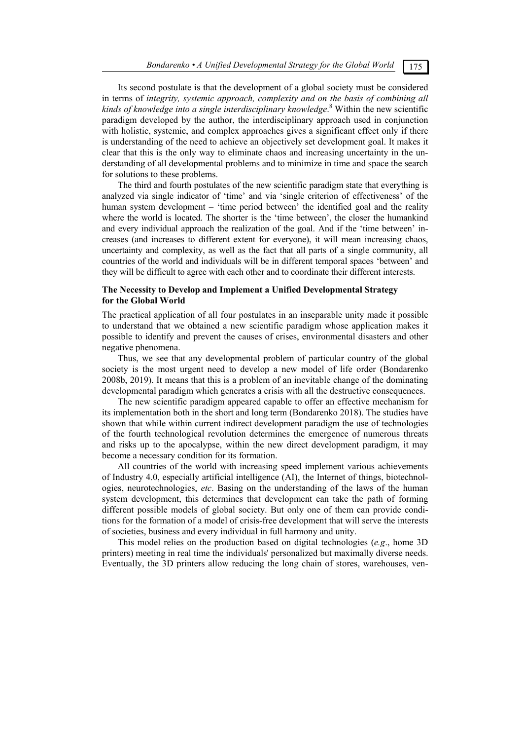Its second postulate is that the development of a global society must be considered in terms of *integrity, systemic approach, complexity and on the basis of combining all kinds of knowledge into a single interdisciplinary knowledge*.[8] Within the new scientific paradigm developed by the author, the interdisciplinary approach used in conjunction with holistic, systemic, and complex approaches gives a significant effect only if there is understanding of the need to achieve an objectively set development goal. It makes it clear that this is the only way to eliminate chaos and increasing uncertainty in the understanding of all developmental problems and to minimize in time and space the search for solutions to these problems.

The third and fourth postulates of the new scientific paradigm state that everything is analyzed via single indicator of 'time' and via 'single criterion of effectiveness' of the human system development – 'time period between' the identified goal and the reality where the world is located. The shorter is the 'time between', the closer the humankind and every individual approach the realization of the goal. And if the 'time between' increases (and increases to different extent for everyone), it will mean increasing chaos, uncertainty and complexity, as well as the fact that all parts of a single community, all countries of the world and individuals will be in different temporal spaces 'between' and they will be difficult to agree with each other and to coordinate their different interests.

## The Necessity to Develop and Implement a Unified Developmental Strategy for the Global World

The practical application of all four postulates in an inseparable unity made it possible to understand that we obtained a new scientific paradigm whose application makes it possible to identify and prevent the causes of crises, environmental disasters and other negative phenomena.

Thus, we see that any developmental problem of particular country of the global society is the most urgent need to develop a new model of life order (Bondarenko 2008b, 2019). It means that this is a problem of an inevitable change of the dominating developmental paradigm which generates a crisis with all the destructive consequences.

The new scientific paradigm appeared capable to offer an effective mechanism for its implementation both in the short and long term (Bondarenko 2018). The studies have shown that while within current indirect development paradigm the use of technologies of the fourth technological revolution determines the emergence of numerous threats and risks up to the apocalypse, within the new direct development paradigm, it may become a necessary condition for its formation.

All countries of the world with increasing speed implement various achievements of Industry 4.0, especially artificial intelligence (AI), the Internet of things, biotechnologies, neurotechnologies, *etc*. Basing on the understanding of the laws of the human system development, this determines that development can take the path of forming different possible models of global society. But only one of them can provide conditions for the formation of a model of crisis-free development that will serve the interests of societies, business and every individual in full harmony and unity.

This model relies on the production based on digital technologies (*e.g*., home 3D printers) meeting in real time the individuals' personalized but maximally diverse needs. Eventually, the 3D printers allow reducing the long chain of stores, warehouses, ven-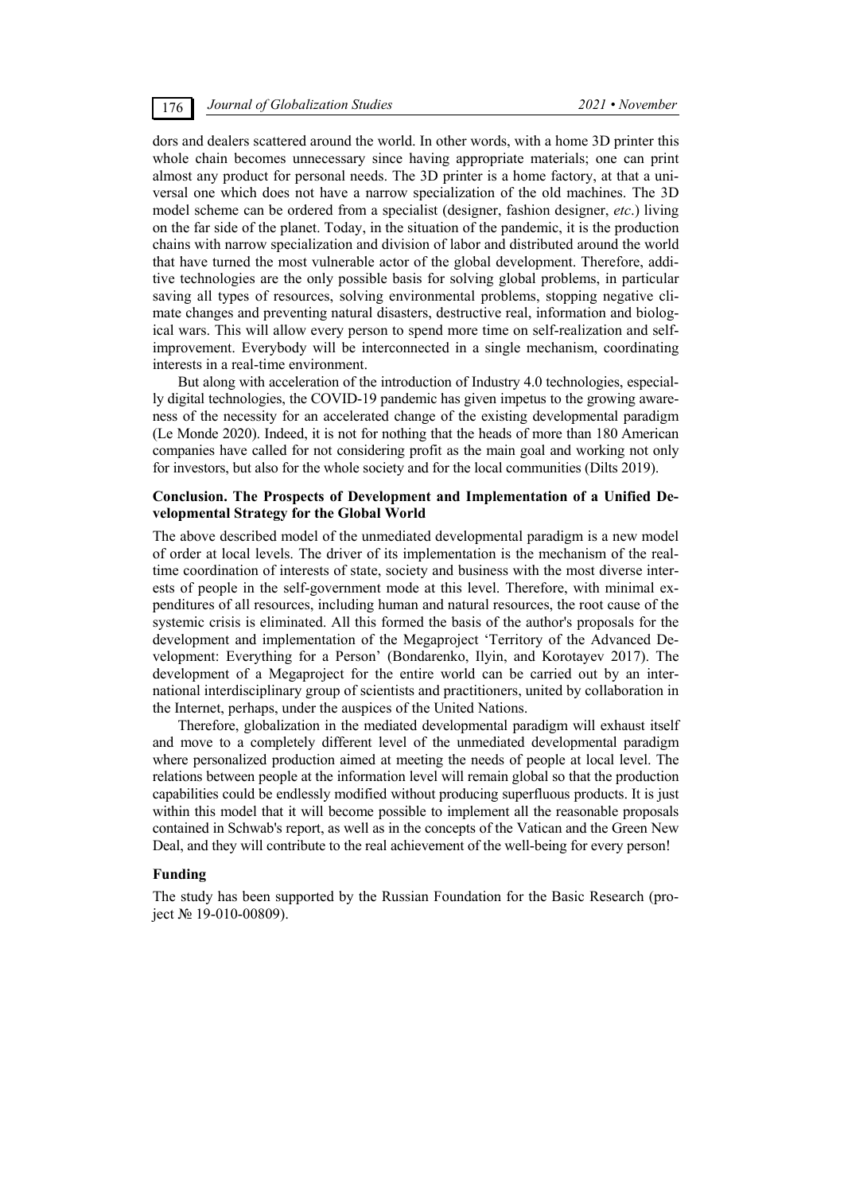dors and dealers scattered around the world. In other words, with a home 3D printer this whole chain becomes unnecessary since having appropriate materials; one can print almost any product for personal needs. The 3D printer is a home factory, at that a universal one which does not have a narrow specialization of the old machines. The 3D model scheme can be ordered from a specialist (designer, fashion designer, *etc*.) living on the far side of the planet. Today, in the situation of the pandemic, it is the production chains with narrow specialization and division of labor and distributed around the world that have turned the most vulnerable actor of the global development. Therefore, additive technologies are the only possible basis for solving global problems, in particular saving all types of resources, solving environmental problems, stopping negative climate changes and preventing natural disasters, destructive real, information and biological wars. This will allow every person to spend more time on self-realization and self-improvement. Everybody will be interconnected in a single mechanism, coordinating interests in a real-time environment.

But along with acceleration of the introduction of Industry 4.0 technologies, especially digital technologies, the COVID-19 pandemic has given impetus to the growing awareness of the necessity for an accelerated change of the existing developmental paradigm (Le Monde 2020). Indeed, it is not for nothing that the heads of more than 180 American companies have called for not considering profit as the main goal and working not only for investors, but also for the whole society and for the local communities (Dilts 2019).

## Conclusion. The Prospects of Development and Implementation of a Unified Developmental Strategy for the Global World

The above described model of the unmediated developmental paradigm is a new model of order at local levels. The driver of its implementation is the mechanism of the real-time coordination of interests of state, society and business with the most diverse interests of people in the self-government mode at this level. Therefore, with minimal expenditures of all resources, including human and natural resources, the root cause of the systemic crisis is eliminated. All this formed the basis of the author's proposals for the development and implementation of the Megaproject 'Territory of the Advanced Development: Everything for a Person' (Bondarenko, Ilyin, and Korotayev 2017). The development of a Megaproject for the entire world can be carried out by an international interdisciplinary group of scientists and practitioners, united by collaboration in the Internet, perhaps, under the auspices of the United Nations.

Therefore, globalization in the mediated developmental paradigm will exhaust itself and move to a completely different level of the unmediated developmental paradigm where personalized production aimed at meeting the needs of people at local level. The relations between people at the information level will remain global so that the production capabilities could be endlessly modified without producing superfluous products. It is just within this model that it will become possible to implement all the reasonable proposals contained in Schwab's report, as well as in the concepts of the Vatican and the Green New Deal, and they will contribute to the real achievement of the well-being for every person!

## Funding

The study has been supported by the Russian Foundation for the Basic Research (project № 19-010-00809).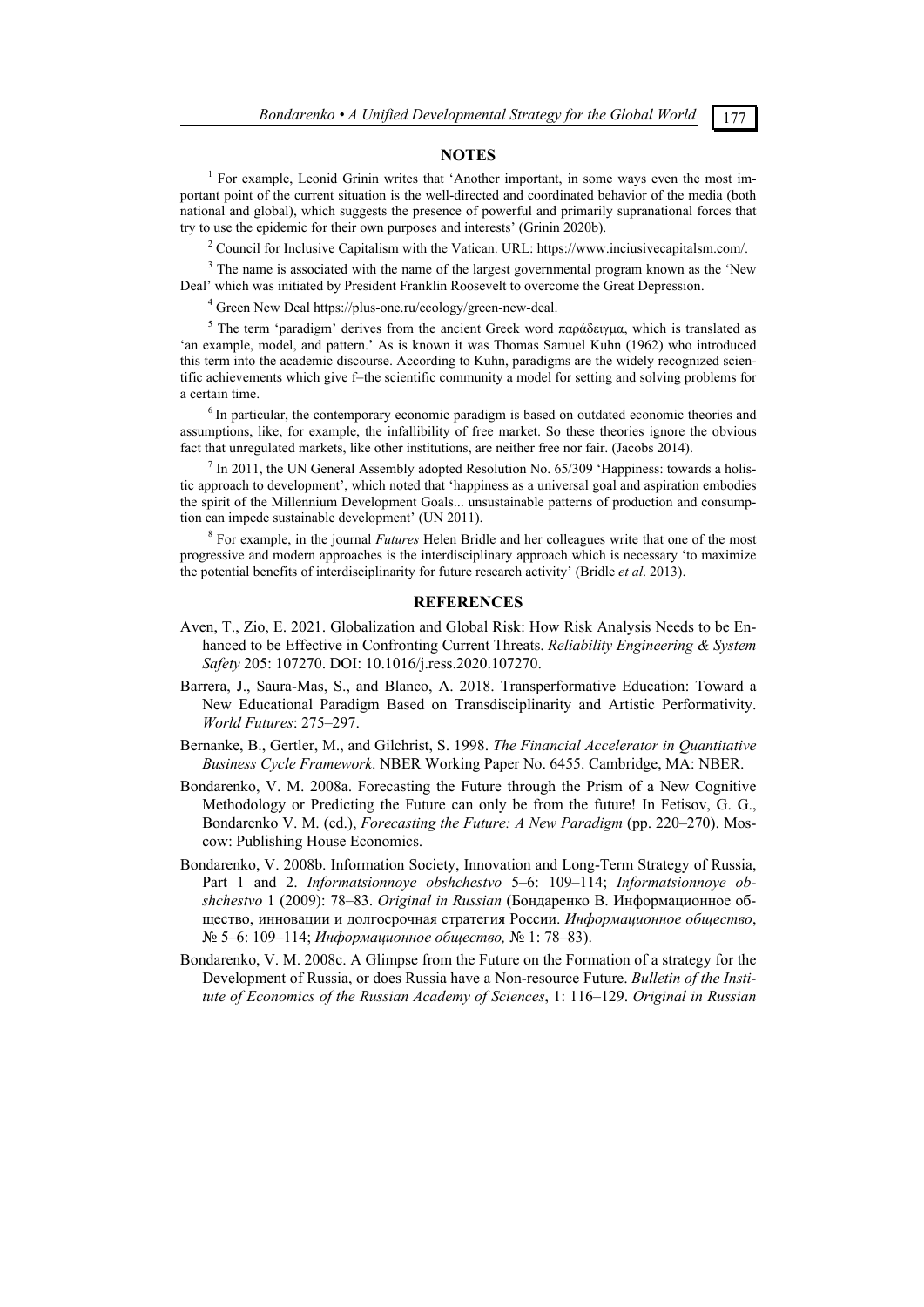## NOTES

[1] For example, Leonid Grinin writes that 'Another important, in some ways even the most important point of the current situation is the well-directed and coordinated behavior of the media (both national and global), which suggests the presence of powerful and primarily supranational forces that try to use the epidemic for their own purposes and interests' (Grinin 2020b).

[2] Council for Inclusive Capitalism with the Vatican. URL: https://www.inciusivecapitalsm.com/.

[3] The name is associated with the name of the largest governmental program known as the 'New Deal' which was initiated by President Franklin Roosevelt to overcome the Great Depression.

[4] Green New Deal https://plus-one.ru/ecology/green-new-deal.

[5] The term 'paradigm' derives from the ancient Greek word παράδειγμα, which is translated as 'an example, model, and pattern.' As is known it was Thomas Samuel Kuhn (1962) who introduced this term into the academic discourse. According to Kuhn, paradigms are the widely recognized scientific achievements which give f=the scientific community a model for setting and solving problems for a certain time.

[6] In particular, the contemporary economic paradigm is based on outdated economic theories and assumptions, like, for example, the infallibility of free market. So these theories ignore the obvious fact that unregulated markets, like other institutions, are neither free nor fair. (Jacobs 2014).

[7] In 2011, the UN General Assembly adopted Resolution No. 65/309 'Happiness: towards a holistic approach to development', which noted that 'happiness as a universal goal and aspiration embodies the spirit of the Millennium Development Goals... unsustainable patterns of production and consumption can impede sustainable development' (UN 2011).

[8] For example, in the journal *Futures* Helen Bridle and her colleagues write that one of the most progressive and modern approaches is the interdisciplinary approach which is necessary 'to maximize the potential benefits of interdisciplinarity for future research activity' (Bridle *et al*. 2013).

## REFERENCES

Aven, T., Zio, E. 2021. Globalization and Global Risk: How Risk Analysis Needs to be Enhanced to be Effective in Confronting Current Threats. *Reliability Engineering & System Safety* 205: 107270. DOI: 10.1016/j.ress.2020.107270.

Barrera, J., Saura-Mas, S., and Blanco, A. 2018. Transperformative Education: Toward a New Educational Paradigm Based on Transdisciplinarity and Artistic Performativity. *World Futures*: 275–297.

Bernanke, B., Gertler, M., and Gilchrist, S. 1998. *The Financial Accelerator in Quantitative Business Cycle Framework*. NBER Working Paper No. 6455. Cambridge, MA: NBER.

Bondarenko, V. M. 2008a. Forecasting the Future through the Prism of a New Cognitive Methodology or Predicting the Future can only be from the future! In Fetisov, G. G., Bondarenko V. M. (ed.), *Forecasting the Future: A New Paradigm* (pp. 220–270). Moscow: Publishing House Economics.

Bondarenko, V. 2008b. Information Society, Innovation and Long-Term Strategy of Russia, Part 1 and 2. *Informatsionnoye obshchestvo* 5–6: 109–114; *Informatsionnoye obshchestvo* 1 (2009): 78–83. *Original in Russian* (Бондаренко В. Информационное общество, инновации и долгосрочная стратегия России. *Информационное общество*, № 5–6: 109–114; *Информационное общество,* № 1: 78–83).

Bondarenko, V. M. 2008c. A Glimpse from the Future on the Formation of a strategy for the Development of Russia, or does Russia have a Non-resource Future. *Bulletin of the Institute of Economics of the Russian Academy of Sciences*, 1: 116–129. *Original in Russian*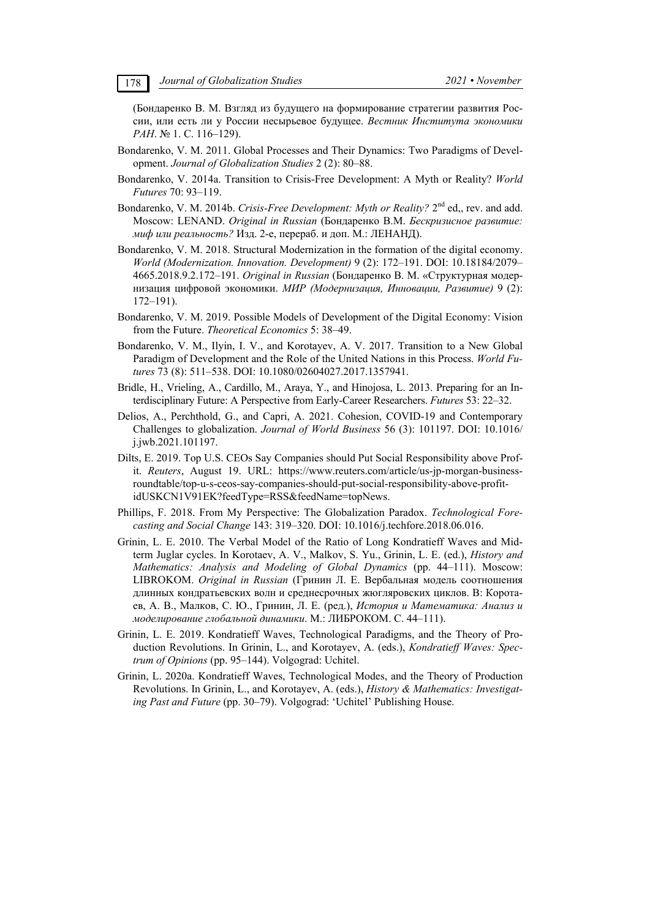(Бондаренко В. М. Взгляд из будущего на формирование стратегии развития России, или есть ли у России несырьевое будущее. *Вестник Института экономики РАН*. № 1. С. 116–129).

Bondarenko, V. M. 2011. Global Processes and Their Dynamics: Two Paradigms of Development. *Journal of Globalization Studies* 2 (2): 80–88.

Bondarenko, V. 2014a. Transition to Crisis-Free Development: A Myth or Reality? *World Futures* 70: 93–119.

Bondarenko, V. M. 2014b. *Crisis-Free Development: Myth or Reality?* 2nd ed,, rev. and add. Moscow: LENAND. *Original in Russian* (Бондаренко В.М. *Бескризисное развитие: миф или реальность?* Изд. 2-е, перераб. и доп. М.: ЛЕНАНД).

Bondarenko, V. M. 2018. Structural Modernization in the formation of the digital economy. *World (Modernization. Innovation. Development)* 9 (2): 172–191. DOI: 10.18184/2079–4665.2018.9.2.172–191. *Original in Russian* (Бондаренко В. М. «Структурная модернизация цифровой экономики. *МИР (Модернизация, Инновации, Развитие)* 9 (2): 172–191).

Bondarenko, V. M. 2019. Possible Models of Development of the Digital Economy: Vision from the Future. *Theoretical Economics* 5: 38–49.

Bondarenko, V. M., Ilyin, I. V., and Korotayev, A. V. 2017. Transition to a New Global Paradigm of Development and the Role of the United Nations in this Process. *World Futures* 73 (8): 511–538. DOI: 10.1080/02604027.2017.1357941.

Bridle, H., Vrieling, A., Cardillo, M., Araya, Y., and Hinojosa, L. 2013. Preparing for an Interdisciplinary Future: A Perspective from Early-Career Researchers. *Futures* 53: 22–32.

Delios, A., Perchthold, G., and Capri, A. 2021. Cohesion, COVID-19 and Contemporary Challenges to globalization. *Journal of World Business* 56 (3): 101197. DOI: 10.1016/j.jwb.2021.101197.

Dilts, E. 2019. Top U.S. CEOs Say Companies should Put Social Responsibility above Profit. *Reuters*, August 19. URL: https://www.reuters.com/article/us-jp-morgan-business-roundtable/top-u-s-ceos-say-companies-should-put-social-responsibility-above-profit-idUSKCN1V91EK?feedType=RSS&feedName=topNews.

Phillips, F. 2018. From My Perspective: The Globalization Paradox. *Technological Forecasting and Social Change* 143: 319–320. DOI: 10.1016/j.techfore.2018.06.016.

Grinin, L. E. 2010. The Verbal Model of the Ratio of Long Kondratieff Waves and Mid-term Juglar cycles. In Korotaev, A. V., Malkov, S. Yu., Grinin, L. E. (ed.), *History and Mathematics: Analysis and Modeling of Global Dynamics* (pp. 44–111). Moscow: LIBROKOM. *Original in Russian* (Гринин Л. Е. Вербальная модель соотношения длинных кондратьевских волн и среднесрочных жюгляровских циклов. В: Коротаев, А. В., Малков, С. Ю., Гринин, Л. Е. (ред.), *История и Математика: Анализ и моделирование глобальной динамики*. М.: ЛИБРОКОМ. С. 44–111).

Grinin, L. E. 2019. Kondratieff Waves, Technological Paradigms, and the Theory of Production Revolutions. In Grinin, L., and Korotayev, A. (eds.), *Kondratieff Waves: Spectrum of Opinions* (pp. 95–144). Volgograd: Uchitel.

Grinin, L. 2020a. Kondratieff Waves, Technological Modes, and the Theory of Production Revolutions. In Grinin, L., and Korotayev, A. (eds.), *History & Mathematics: Investigating Past and Future* (pp. 30–79). Volgograd: 'Uchitel' Publishing House.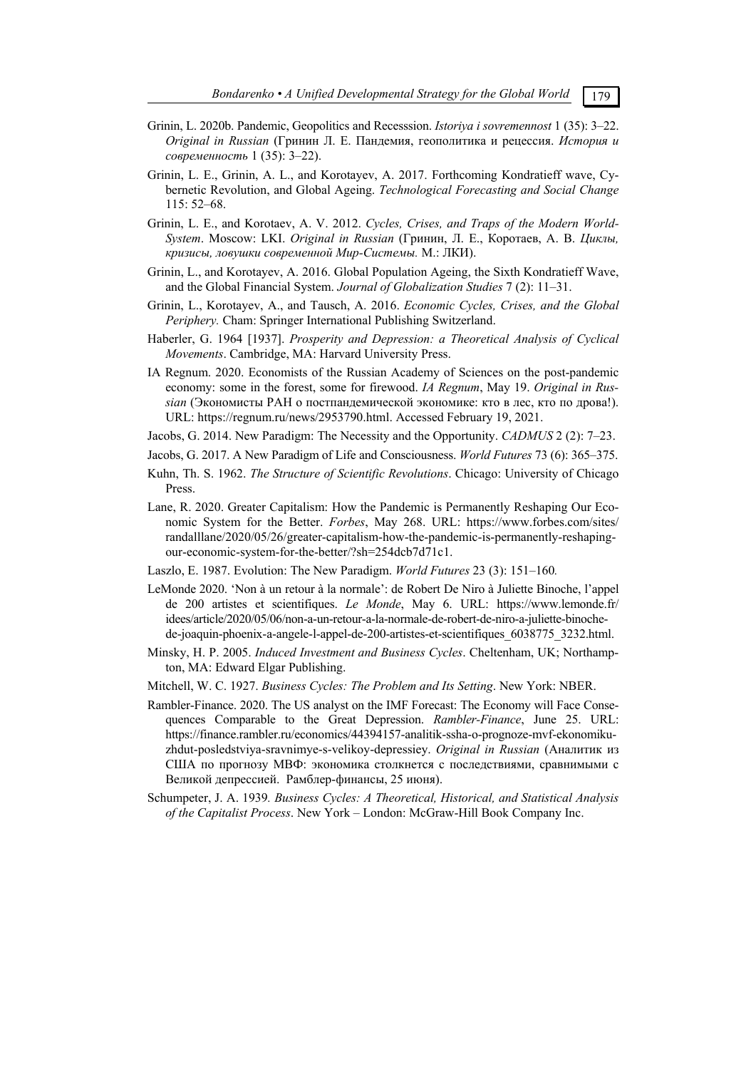Grinin, L. 2020b. Pandemic, Geopolitics and Recesssion. *Istoriya i sovremennost* 1 (35): 3–22. *Original in Russian* (Гринин Л. Е. Пандемия, геополитика и рецессия. *История и современность* 1 (35): 3–22).

Grinin, L. E., Grinin, A. L., and Korotayev, A. 2017. Forthcoming Kondratieff wave, Cybernetic Revolution, and Global Ageing. *Technological Forecasting and Social Change* 115: 52–68.

Grinin, L. E., and Korotaev, A. V. 2012. *Cycles, Crises, and Traps of the Modern World-System*. Moscow: LKI. *Original in Russian* (Гринин, Л. Е., Коротаев, А. В. *Циклы, кризисы, ловушки современной Мир-Системы.* М.: ЛКИ).

Grinin, L., and Korotayev, A. 2016. Global Population Ageing, the Sixth Kondratieff Wave, and the Global Financial System. *Journal of Globalization Studies* 7 (2): 11–31.

Grinin, L., Korotayev, A., and Tausch, A. 2016. *Economic Cycles, Crises, and the Global Periphery.* Cham: Springer International Publishing Switzerland.

Haberler, G. 1964 [1937]. *Prosperity and Depression: a Theoretical Analysis of Cyclical Movements*. Cambridge, MA: Harvard University Press.

IA Regnum. 2020. Economists of the Russian Academy of Sciences on the post-pandemic economy: some in the forest, some for firewood. *IA Regnum*, May 19. *Original in Russian* (Экономисты РАН о постпандемической экономике: кто в лес, кто по дрова!). URL: https://regnum.ru/news/2953790.html. Accessed February 19, 2021.

Jacobs, G. 2014. New Paradigm: The Necessity and the Opportunity. *CADMUS* 2 (2): 7–23.

Jacobs, G. 2017. A New Paradigm of Life and Consciousness. *World Futures* 73 (6): 365–375.

Kuhn, Th. S. 1962. *The Structure of Scientific Revolutions*. Chicago: University of Chicago Press.

Lane, R. 2020. Greater Capitalism: How the Pandemic is Permanently Reshaping Our Economic System for the Better. *Forbes*, May 268. URL: https://www.forbes.com/sites/randalllane/2020/05/26/greater-capitalism-how-the-pandemic-is-permanently-reshaping-our-economic-system-for-the-better/?sh=254dcb7d71c1.

Laszlo, E. 1987. Evolution: The New Paradigm. *World Futures* 23 (3): 151–160*.*

LeMonde 2020. 'Non à un retour à la normale': de Robert De Niro à Juliette Binoche, l'appel de 200 artistes et scientifiques. *Le Monde*, May 6. URL: https://www.lemonde.fr/idees/article/2020/05/06/non-a-un-retour-a-la-normale-de-robert-de-niro-a-juliette-binoche-de-joaquin-phoenix-a-angele-l-appel-de-200-artistes-et-scientifiques_6038775_3232.html.

Minsky, H. P. 2005. *Induced Investment and Business Cycles*. Cheltenham, UK; Northampton, MA: Edward Elgar Publishing.

Mitchell, W. C. 1927. *Business Cycles: The Problem and Its Setting*. New York: NBER.

Rambler-Finance. 2020. The US analyst on the IMF Forecast: The Economy will Face Consequences Comparable to the Great Depression. *Rambler-Finance*, June 25. URL: https://finance.rambler.ru/economics/44394157-analitik-ssha-o-prognoze-mvf-ekonomiku-zhdut-posledstviya-sravnimye-s-velikoy-depressiey. *Original in Russian* (Аналитик из США по прогнозу МВФ: экономика столкнется с последствиями, сравнимыми с Великой депрессией. Рамблер-финансы, 25 июня).

Schumpeter, J. A. 1939*. Business Cycles: A Theoretical, Historical, and Statistical Analysis of the Capitalist Process*. New York – London: McGraw-Hill Book Company Inc.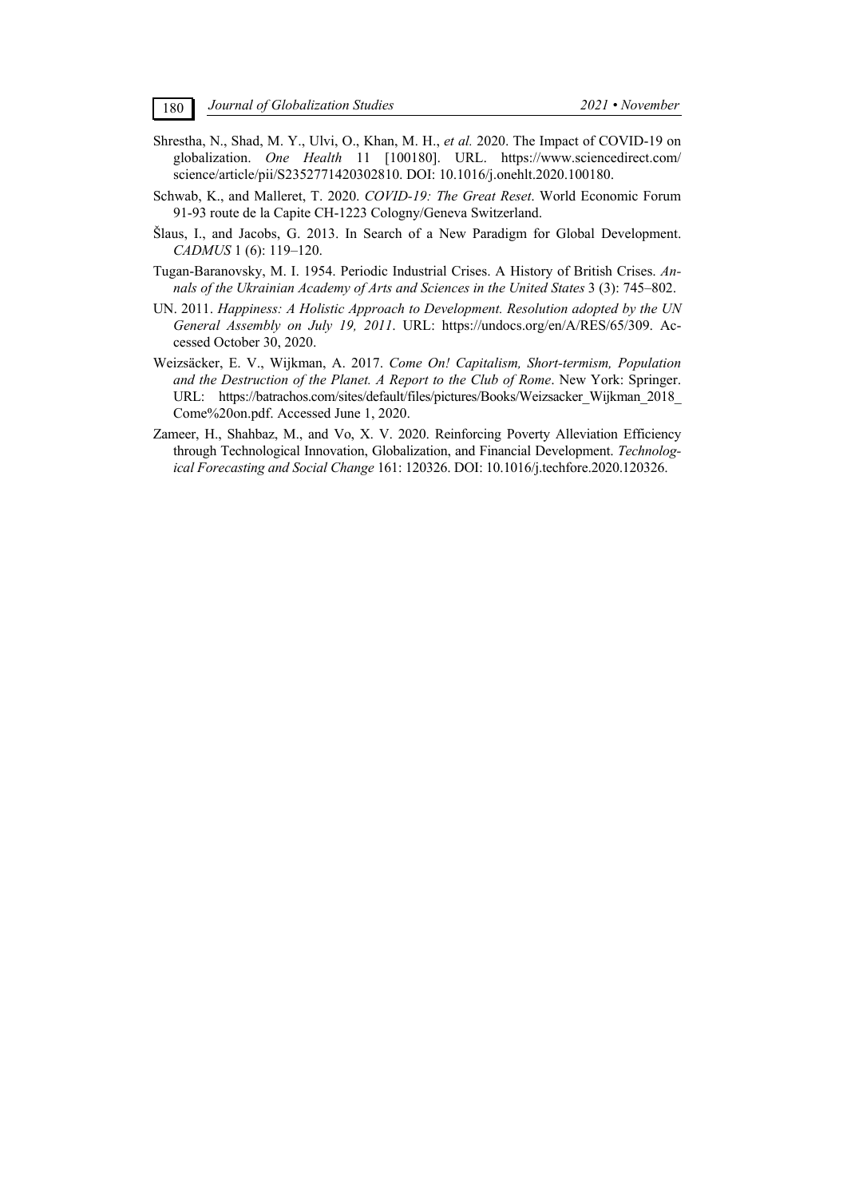Shrestha, N., Shad, M. Y., Ulvi, O., Khan, M. H., *et al.* 2020. The Impact of COVID-19 on globalization. *One Health* 11 [100180]. URL. https://www.sciencedirect.com/science/article/pii/S2352771420302810. DOI: 10.1016/j.onehlt.2020.100180.

Schwab, K., and Malleret, T. 2020. *COVID-19: The Great Reset*. World Economic Forum 91-93 route de la Capite CH-1223 Cologny/Geneva Switzerland.

Šlaus, I., and Jacobs, G. 2013. In Search of a New Paradigm for Global Development. *CADMUS* 1 (6): 119–120.

Tugan-Baranovsky, M. I. 1954. Periodic Industrial Crises. A History of British Crises. *Annals of the Ukrainian Academy of Arts and Sciences in the United States* 3 (3): 745–802.

UN. 2011. *Happiness: A Holistic Approach to Development. Resolution adopted by the UN General Assembly on July 19, 2011*. URL: https://undocs.org/en/A/RES/65/309. Accessed October 30, 2020.

Weizsäcker, E. V., Wijkman, A. 2017. *Come On! Capitalism, Short-termism, Population and the Destruction of the Planet. A Report to the Club of Rome*. New York: Springer. URL: https://batrachos.com/sites/default/files/pictures/Books/Weizsacker_Wijkman_2018_Come%20on.pdf. Accessed June 1, 2020.

Zameer, H., Shahbaz, M., and Vo, X. V. 2020. Reinforcing Poverty Alleviation Efficiency through Technological Innovation, Globalization, and Financial Development. *Technological Forecasting and Social Change* 161: 120326. DOI: 10.1016/j.techfore.2020.120326.